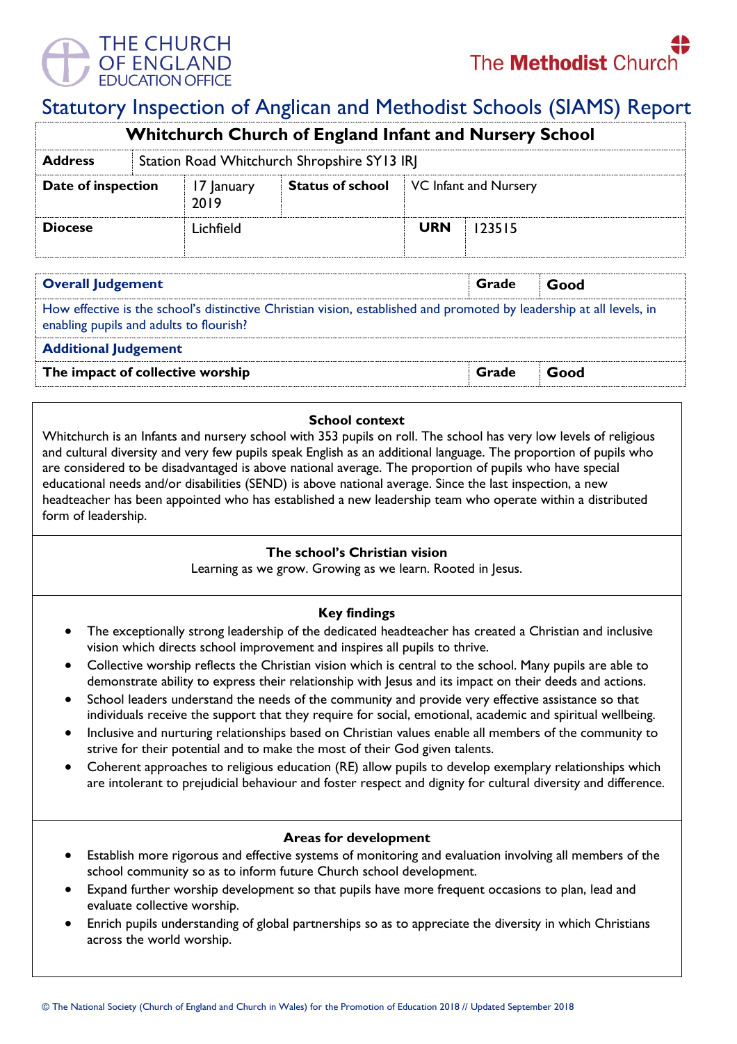THE CHURCH OF ENGLAND EDUCATION OFFICE

The Methodist Church

# Statutory Inspection of Anglican and Methodist Schools (SIAMS) Report

| Whitchurch Church of England Infant and Nursery School | | | | | |
|---|---|---|---|---|---|
| **Address** | Station Road Whitchurch Shropshire SY13 IRJ | | | | |
| **Date of inspection** | 17 January 2019 | **Status of school** | VC Infant and Nursery | | |
| **Diocese** | Lichfield | | **URN** | 123515 | |

| **Overall Judgement** | **Grade** | **Good** |
|---|---|---|
| How effective is the school's distinctive Christian vision, established and promoted by leadership at all levels, in enabling pupils and adults to flourish? | | |
| **Additional Judgement** | | |
| **The impact of collective worship** | **Grade** | **Good** |

### School context

Whitchurch is an Infants and nursery school with 353 pupils on roll. The school has very low levels of religious and cultural diversity and very few pupils speak English as an additional language. The proportion of pupils who are considered to be disadvantaged is above national average. The proportion of pupils who have special educational needs and/or disabilities (SEND) is above national average. Since the last inspection, a new headteacher has been appointed who has established a new leadership team who operate within a distributed form of leadership.

### The school's Christian vision

Learning as we grow. Growing as we learn. Rooted in Jesus.

### Key findings

- The exceptionally strong leadership of the dedicated headteacher has created a Christian and inclusive vision which directs school improvement and inspires all pupils to thrive.
- Collective worship reflects the Christian vision which is central to the school. Many pupils are able to demonstrate ability to express their relationship with Jesus and its impact on their deeds and actions.
- School leaders understand the needs of the community and provide very effective assistance so that individuals receive the support that they require for social, emotional, academic and spiritual wellbeing.
- Inclusive and nurturing relationships based on Christian values enable all members of the community to strive for their potential and to make the most of their God given talents.
- Coherent approaches to religious education (RE) allow pupils to develop exemplary relationships which are intolerant to prejudicial behaviour and foster respect and dignity for cultural diversity and difference.

### Areas for development

- Establish more rigorous and effective systems of monitoring and evaluation involving all members of the school community so as to inform future Church school development.
- Expand further worship development so that pupils have more frequent occasions to plan, lead and evaluate collective worship.
- Enrich pupils understanding of global partnerships so as to appreciate the diversity in which Christians across the world worship.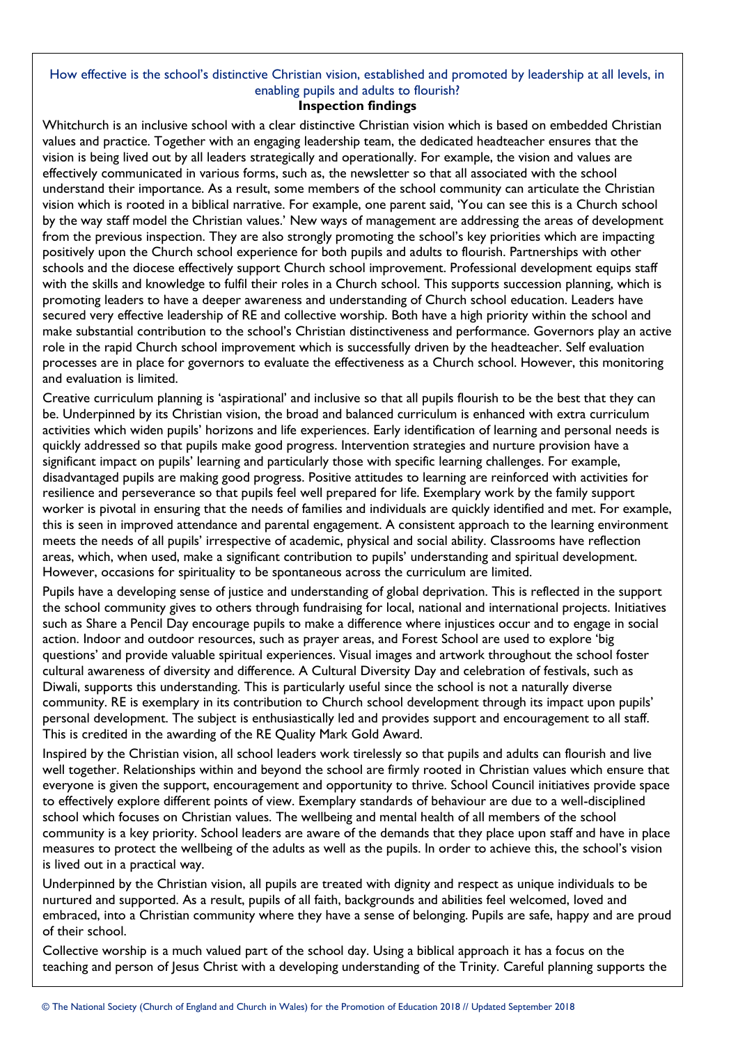How effective is the school's distinctive Christian vision, established and promoted by leadership at all levels, in enabling pupils and adults to flourish?

**Inspection findings**

Whitchurch is an inclusive school with a clear distinctive Christian vision which is based on embedded Christian values and practice. Together with an engaging leadership team, the dedicated headteacher ensures that the vision is being lived out by all leaders strategically and operationally. For example, the vision and values are effectively communicated in various forms, such as, the newsletter so that all associated with the school understand their importance. As a result, some members of the school community can articulate the Christian vision which is rooted in a biblical narrative. For example, one parent said, 'You can see this is a Church school by the way staff model the Christian values.' New ways of management are addressing the areas of development from the previous inspection. They are also strongly promoting the school's key priorities which are impacting positively upon the Church school experience for both pupils and adults to flourish. Partnerships with other schools and the diocese effectively support Church school improvement. Professional development equips staff with the skills and knowledge to fulfil their roles in a Church school. This supports succession planning, which is promoting leaders to have a deeper awareness and understanding of Church school education. Leaders have secured very effective leadership of RE and collective worship. Both have a high priority within the school and make substantial contribution to the school's Christian distinctiveness and performance. Governors play an active role in the rapid Church school improvement which is successfully driven by the headteacher. Self evaluation processes are in place for governors to evaluate the effectiveness as a Church school. However, this monitoring and evaluation is limited.

Creative curriculum planning is 'aspirational' and inclusive so that all pupils flourish to be the best that they can be. Underpinned by its Christian vision, the broad and balanced curriculum is enhanced with extra curriculum activities which widen pupils' horizons and life experiences. Early identification of learning and personal needs is quickly addressed so that pupils make good progress. Intervention strategies and nurture provision have a significant impact on pupils' learning and particularly those with specific learning challenges. For example, disadvantaged pupils are making good progress. Positive attitudes to learning are reinforced with activities for resilience and perseverance so that pupils feel well prepared for life. Exemplary work by the family support worker is pivotal in ensuring that the needs of families and individuals are quickly identified and met. For example, this is seen in improved attendance and parental engagement. A consistent approach to the learning environment meets the needs of all pupils' irrespective of academic, physical and social ability. Classrooms have reflection areas, which, when used, make a significant contribution to pupils' understanding and spiritual development. However, occasions for spirituality to be spontaneous across the curriculum are limited.

Pupils have a developing sense of justice and understanding of global deprivation. This is reflected in the support the school community gives to others through fundraising for local, national and international projects. Initiatives such as Share a Pencil Day encourage pupils to make a difference where injustices occur and to engage in social action. Indoor and outdoor resources, such as prayer areas, and Forest School are used to explore 'big questions' and provide valuable spiritual experiences. Visual images and artwork throughout the school foster cultural awareness of diversity and difference. A Cultural Diversity Day and celebration of festivals, such as Diwali, supports this understanding. This is particularly useful since the school is not a naturally diverse community. RE is exemplary in its contribution to Church school development through its impact upon pupils' personal development. The subject is enthusiastically led and provides support and encouragement to all staff. This is credited in the awarding of the RE Quality Mark Gold Award.

Inspired by the Christian vision, all school leaders work tirelessly so that pupils and adults can flourish and live well together. Relationships within and beyond the school are firmly rooted in Christian values which ensure that everyone is given the support, encouragement and opportunity to thrive. School Council initiatives provide space to effectively explore different points of view. Exemplary standards of behaviour are due to a well-disciplined school which focuses on Christian values. The wellbeing and mental health of all members of the school community is a key priority. School leaders are aware of the demands that they place upon staff and have in place measures to protect the wellbeing of the adults as well as the pupils. In order to achieve this, the school's vision is lived out in a practical way.

Underpinned by the Christian vision, all pupils are treated with dignity and respect as unique individuals to be nurtured and supported. As a result, pupils of all faith, backgrounds and abilities feel welcomed, loved and embraced, into a Christian community where they have a sense of belonging. Pupils are safe, happy and are proud of their school.

Collective worship is a much valued part of the school day. Using a biblical approach it has a focus on the teaching and person of Jesus Christ with a developing understanding of the Trinity. Careful planning supports the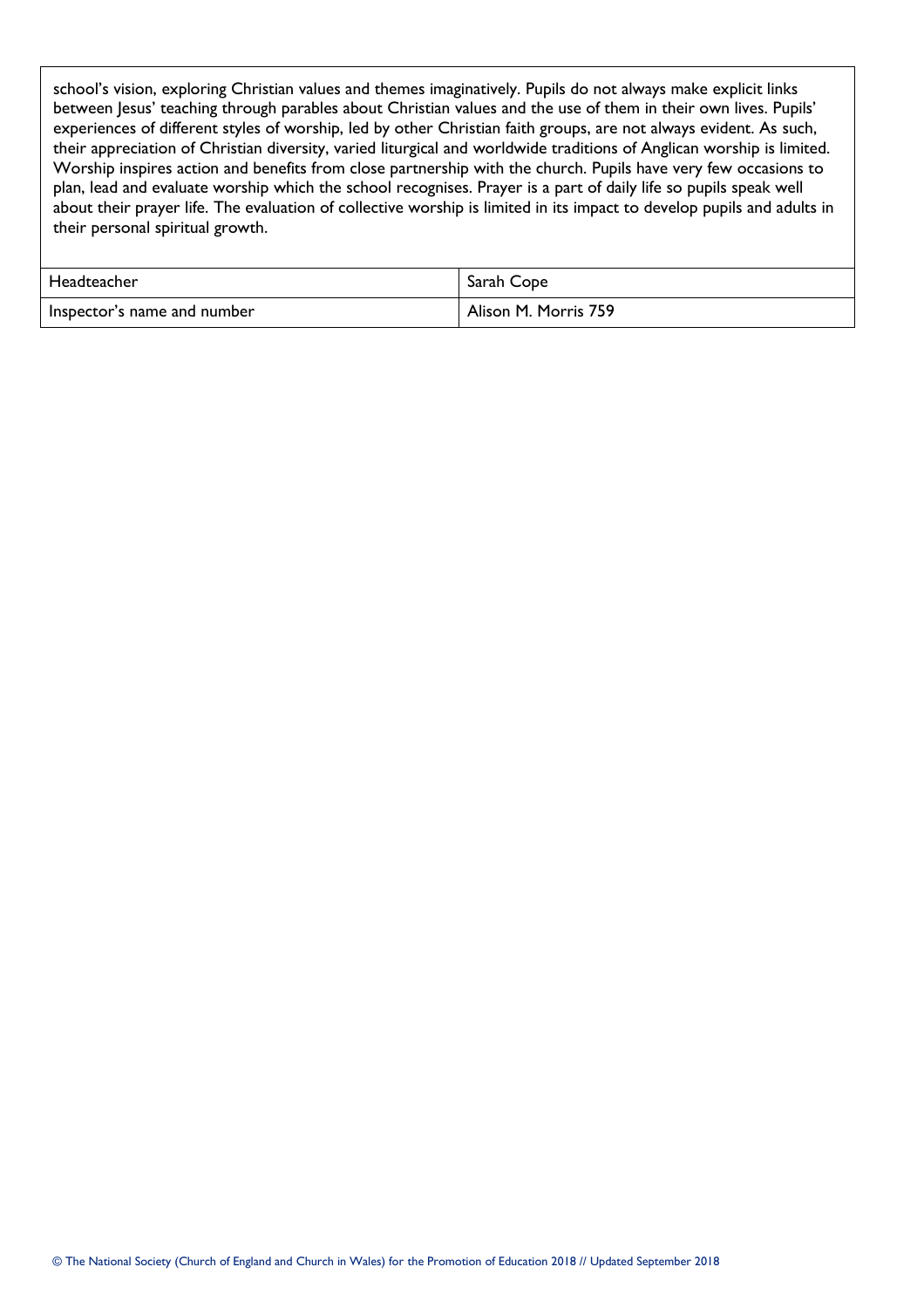school's vision, exploring Christian values and themes imaginatively. Pupils do not always make explicit links between Jesus' teaching through parables about Christian values and the use of them in their own lives. Pupils' experiences of different styles of worship, led by other Christian faith groups, are not always evident. As such, their appreciation of Christian diversity, varied liturgical and worldwide traditions of Anglican worship is limited. Worship inspires action and benefits from close partnership with the church. Pupils have very few occasions to plan, lead and evaluate worship which the school recognises. Prayer is a part of daily life so pupils speak well about their prayer life. The evaluation of collective worship is limited in its impact to develop pupils and adults in their personal spiritual growth.

| | |
|---|---|
| Headteacher | Sarah Cope |
| Inspector's name and number | Alison M. Morris 759 |

© The National Society (Church of England and Church in Wales) for the Promotion of Education 2018 // Updated September 2018